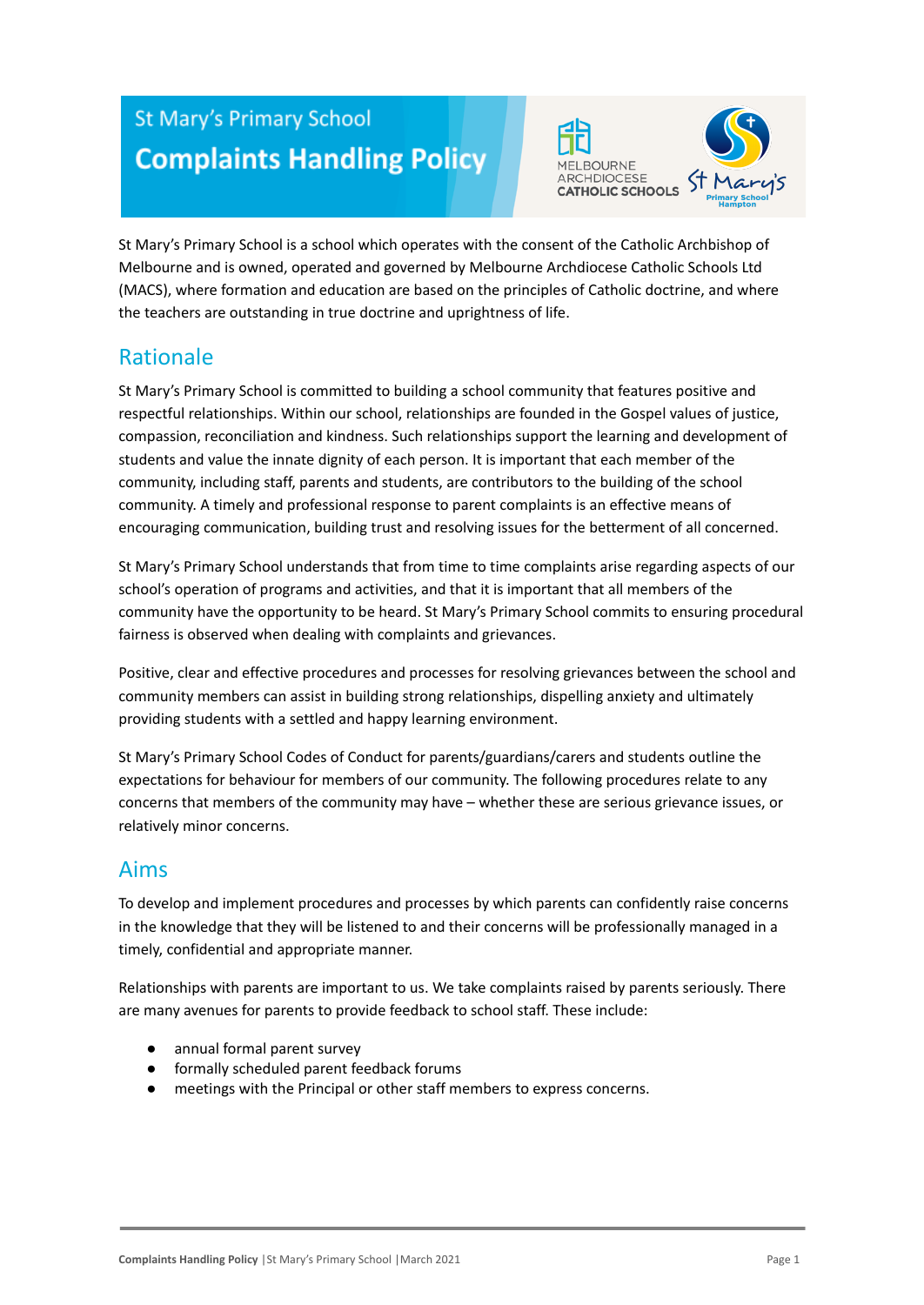St Mary's Primary School

# Complaints Handling Policy

St Mary's Primary School is a school which operates with the consent of the Catholic Archbishop of Melbourne and is owned, operated and governed by Melbourne Archdiocese Catholic Schools Ltd (MACS), where formation and education are based on the principles of Catholic doctrine, and where the teachers are outstanding in true doctrine and uprightness of life.

## Rationale

St Mary's Primary School is committed to building a school community that features positive and respectful relationships. Within our school, relationships are founded in the Gospel values of justice, compassion, reconciliation and kindness. Such relationships support the learning and development of students and value the innate dignity of each person. It is important that each member of the community, including staff, parents and students, are contributors to the building of the school community. A timely and professional response to parent complaints is an effective means of encouraging communication, building trust and resolving issues for the betterment of all concerned.

St Mary's Primary School understands that from time to time complaints arise regarding aspects of our school's operation of programs and activities, and that it is important that all members of the community have the opportunity to be heard. St Mary's Primary School commits to ensuring procedural fairness is observed when dealing with complaints and grievances.

Positive, clear and effective procedures and processes for resolving grievances between the school and community members can assist in building strong relationships, dispelling anxiety and ultimately providing students with a settled and happy learning environment.

St Mary's Primary School Codes of Conduct for parents/guardians/carers and students outline the expectations for behaviour for members of our community. The following procedures relate to any concerns that members of the community may have – whether these are serious grievance issues, or relatively minor concerns.

## Aims

To develop and implement procedures and processes by which parents can confidently raise concerns in the knowledge that they will be listened to and their concerns will be professionally managed in a timely, confidential and appropriate manner.

Relationships with parents are important to us. We take complaints raised by parents seriously. There are many avenues for parents to provide feedback to school staff. These include:

- annual formal parent survey
- formally scheduled parent feedback forums
- meetings with the Principal or other staff members to express concerns.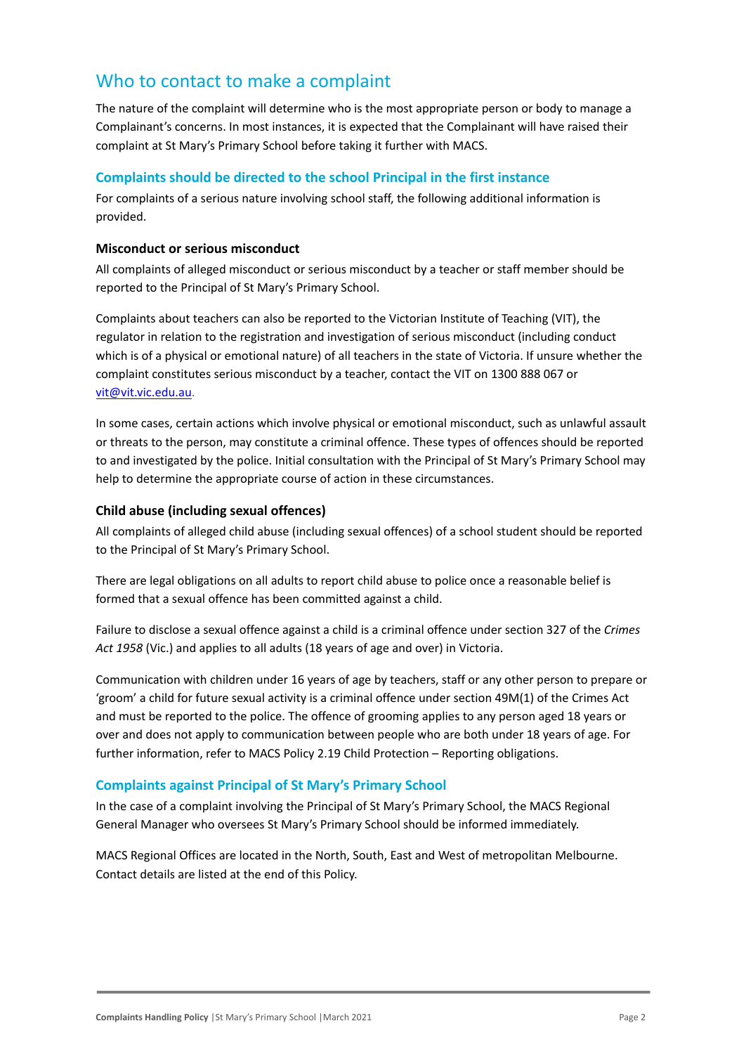## Who to contact to make a complaint

The nature of the complaint will determine who is the most appropriate person or body to manage a Complainant's concerns. In most instances, it is expected that the Complainant will have raised their complaint at St Mary's Primary School before taking it further with MACS.

### Complaints should be directed to the school Principal in the first instance

For complaints of a serious nature involving school staff, the following additional information is provided.

#### Misconduct or serious misconduct

All complaints of alleged misconduct or serious misconduct by a teacher or staff member should be reported to the Principal of St Mary's Primary School.

Complaints about teachers can also be reported to the Victorian Institute of Teaching (VIT), the regulator in relation to the registration and investigation of serious misconduct (including conduct which is of a physical or emotional nature) of all teachers in the state of Victoria. If unsure whether the complaint constitutes serious misconduct by a teacher, contact the VIT on 1300 888 067 or vit@vit.vic.edu.au.

In some cases, certain actions which involve physical or emotional misconduct, such as unlawful assault or threats to the person, may constitute a criminal offence. These types of offences should be reported to and investigated by the police. Initial consultation with the Principal of St Mary's Primary School may help to determine the appropriate course of action in these circumstances.

#### Child abuse (including sexual offences)

All complaints of alleged child abuse (including sexual offences) of a school student should be reported to the Principal of St Mary's Primary School.

There are legal obligations on all adults to report child abuse to police once a reasonable belief is formed that a sexual offence has been committed against a child.

Failure to disclose a sexual offence against a child is a criminal offence under section 327 of the *Crimes Act 1958* (Vic.) and applies to all adults (18 years of age and over) in Victoria.

Communication with children under 16 years of age by teachers, staff or any other person to prepare or 'groom' a child for future sexual activity is a criminal offence under section 49M(1) of the Crimes Act and must be reported to the police. The offence of grooming applies to any person aged 18 years or over and does not apply to communication between people who are both under 18 years of age. For further information, refer to MACS Policy 2.19 Child Protection – Reporting obligations.

### Complaints against Principal of St Mary's Primary School

In the case of a complaint involving the Principal of St Mary's Primary School, the MACS Regional General Manager who oversees St Mary's Primary School should be informed immediately.

MACS Regional Offices are located in the North, South, East and West of metropolitan Melbourne. Contact details are listed at the end of this Policy.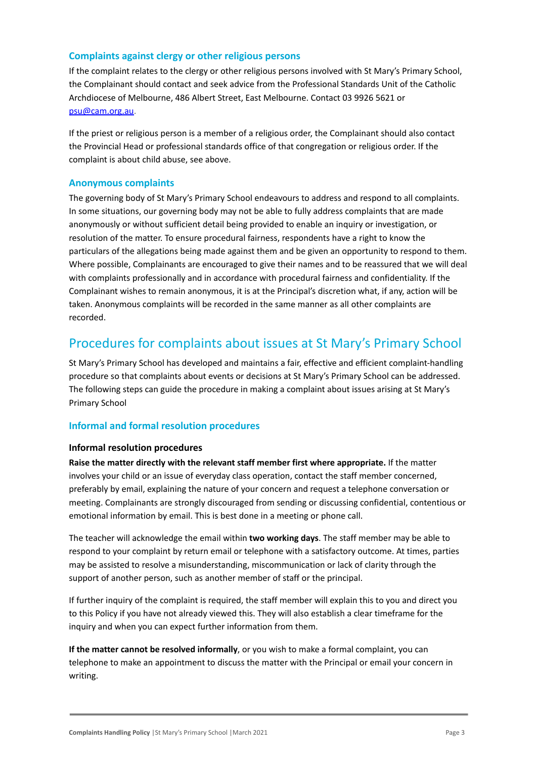### Complaints against clergy or other religious persons

If the complaint relates to the clergy or other religious persons involved with St Mary's Primary School, the Complainant should contact and seek advice from the Professional Standards Unit of the Catholic Archdiocese of Melbourne, 486 Albert Street, East Melbourne. Contact 03 9926 5621 or psu@cam.org.au.

If the priest or religious person is a member of a religious order, the Complainant should also contact the Provincial Head or professional standards office of that congregation or religious order. If the complaint is about child abuse, see above.

### Anonymous complaints

The governing body of St Mary's Primary School endeavours to address and respond to all complaints. In some situations, our governing body may not be able to fully address complaints that are made anonymously or without sufficient detail being provided to enable an inquiry or investigation, or resolution of the matter. To ensure procedural fairness, respondents have a right to know the particulars of the allegations being made against them and be given an opportunity to respond to them. Where possible, Complainants are encouraged to give their names and to be reassured that we will deal with complaints professionally and in accordance with procedural fairness and confidentiality. If the Complainant wishes to remain anonymous, it is at the Principal's discretion what, if any, action will be taken. Anonymous complaints will be recorded in the same manner as all other complaints are recorded.

## Procedures for complaints about issues at St Mary's Primary School

St Mary's Primary School has developed and maintains a fair, effective and efficient complaint-handling procedure so that complaints about events or decisions at St Mary's Primary School can be addressed. The following steps can guide the procedure in making a complaint about issues arising at St Mary's Primary School

### Informal and formal resolution procedures

#### Informal resolution procedures

**Raise the matter directly with the relevant staff member first where appropriate.** If the matter involves your child or an issue of everyday class operation, contact the staff member concerned, preferably by email, explaining the nature of your concern and request a telephone conversation or meeting. Complainants are strongly discouraged from sending or discussing confidential, contentious or emotional information by email. This is best done in a meeting or phone call.

The teacher will acknowledge the email within **two working days**. The staff member may be able to respond to your complaint by return email or telephone with a satisfactory outcome. At times, parties may be assisted to resolve a misunderstanding, miscommunication or lack of clarity through the support of another person, such as another member of staff or the principal.

If further inquiry of the complaint is required, the staff member will explain this to you and direct you to this Policy if you have not already viewed this. They will also establish a clear timeframe for the inquiry and when you can expect further information from them.

**If the matter cannot be resolved informally**, or you wish to make a formal complaint, you can telephone to make an appointment to discuss the matter with the Principal or email your concern in writing.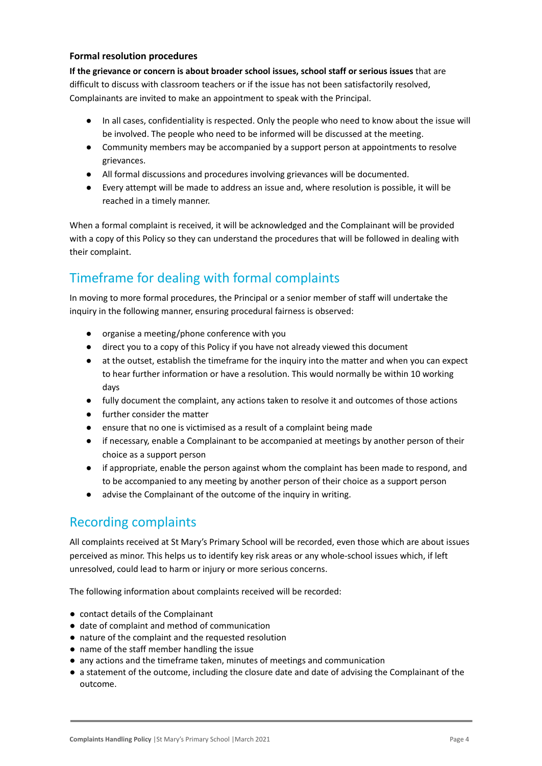### Formal resolution procedures

**If the grievance or concern is about broader school issues, school staff or serious issues** that are difficult to discuss with classroom teachers or if the issue has not been satisfactorily resolved, Complainants are invited to make an appointment to speak with the Principal.

- In all cases, confidentiality is respected. Only the people who need to know about the issue will be involved. The people who need to be informed will be discussed at the meeting.
- Community members may be accompanied by a support person at appointments to resolve grievances.
- All formal discussions and procedures involving grievances will be documented.
- Every attempt will be made to address an issue and, where resolution is possible, it will be reached in a timely manner.

When a formal complaint is received, it will be acknowledged and the Complainant will be provided with a copy of this Policy so they can understand the procedures that will be followed in dealing with their complaint.

## Timeframe for dealing with formal complaints

In moving to more formal procedures, the Principal or a senior member of staff will undertake the inquiry in the following manner, ensuring procedural fairness is observed:

- organise a meeting/phone conference with you
- direct you to a copy of this Policy if you have not already viewed this document
- at the outset, establish the timeframe for the inquiry into the matter and when you can expect to hear further information or have a resolution. This would normally be within 10 working days
- fully document the complaint, any actions taken to resolve it and outcomes of those actions
- further consider the matter
- ensure that no one is victimised as a result of a complaint being made
- if necessary, enable a Complainant to be accompanied at meetings by another person of their choice as a support person
- if appropriate, enable the person against whom the complaint has been made to respond, and to be accompanied to any meeting by another person of their choice as a support person
- advise the Complainant of the outcome of the inquiry in writing.

## Recording complaints

All complaints received at St Mary's Primary School will be recorded, even those which are about issues perceived as minor. This helps us to identify key risk areas or any whole-school issues which, if left unresolved, could lead to harm or injury or more serious concerns.

The following information about complaints received will be recorded:

- contact details of the Complainant
- date of complaint and method of communication
- nature of the complaint and the requested resolution
- name of the staff member handling the issue
- any actions and the timeframe taken, minutes of meetings and communication
- a statement of the outcome, including the closure date and date of advising the Complainant of the outcome.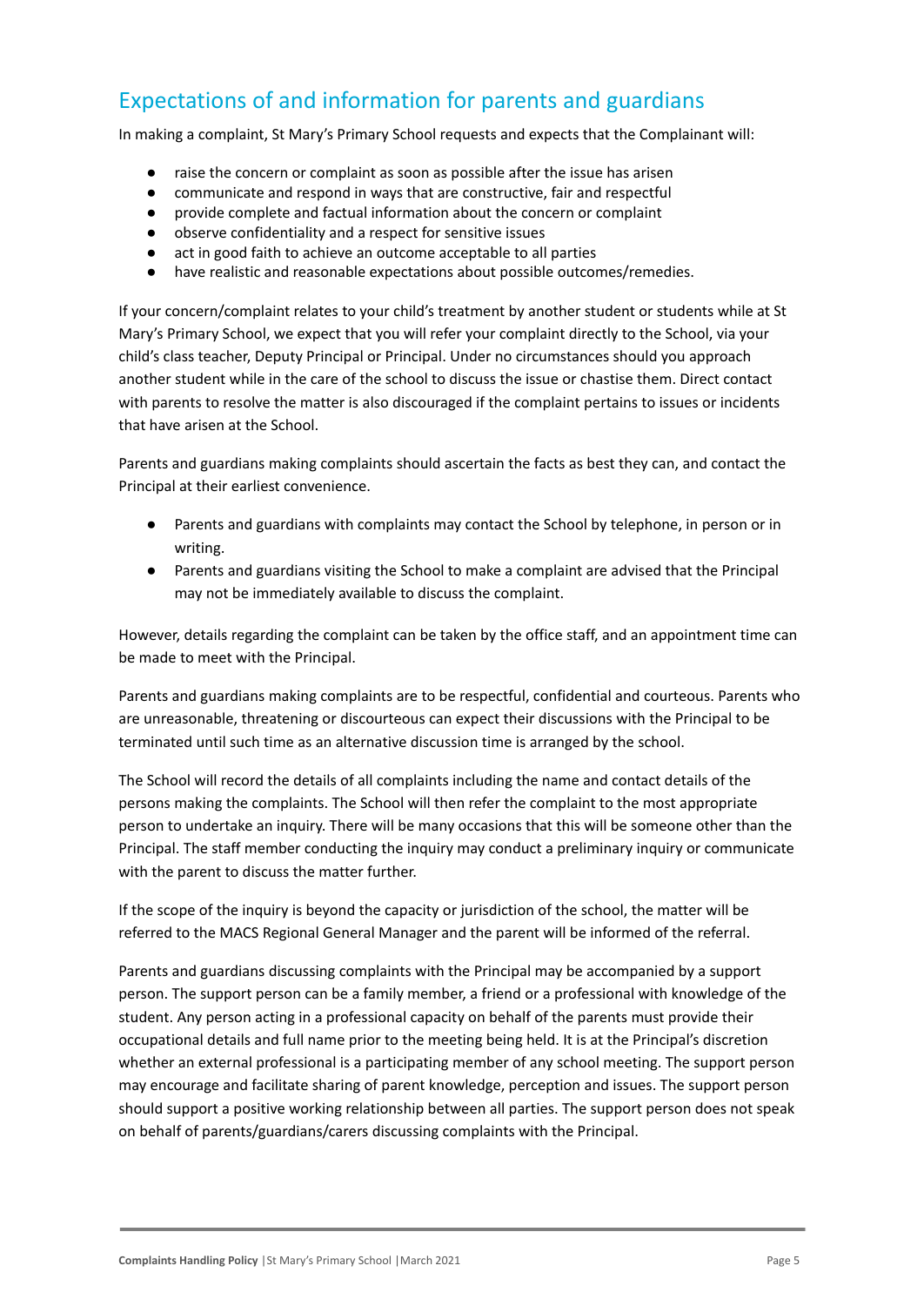## Expectations of and information for parents and guardians

In making a complaint, St Mary's Primary School requests and expects that the Complainant will:

- raise the concern or complaint as soon as possible after the issue has arisen
- communicate and respond in ways that are constructive, fair and respectful
- provide complete and factual information about the concern or complaint
- observe confidentiality and a respect for sensitive issues
- act in good faith to achieve an outcome acceptable to all parties
- have realistic and reasonable expectations about possible outcomes/remedies.

If your concern/complaint relates to your child's treatment by another student or students while at St Mary's Primary School, we expect that you will refer your complaint directly to the School, via your child's class teacher, Deputy Principal or Principal. Under no circumstances should you approach another student while in the care of the school to discuss the issue or chastise them. Direct contact with parents to resolve the matter is also discouraged if the complaint pertains to issues or incidents that have arisen at the School.

Parents and guardians making complaints should ascertain the facts as best they can, and contact the Principal at their earliest convenience.

- Parents and guardians with complaints may contact the School by telephone, in person or in writing.
- Parents and guardians visiting the School to make a complaint are advised that the Principal may not be immediately available to discuss the complaint.

However, details regarding the complaint can be taken by the office staff, and an appointment time can be made to meet with the Principal.

Parents and guardians making complaints are to be respectful, confidential and courteous. Parents who are unreasonable, threatening or discourteous can expect their discussions with the Principal to be terminated until such time as an alternative discussion time is arranged by the school.

The School will record the details of all complaints including the name and contact details of the persons making the complaints. The School will then refer the complaint to the most appropriate person to undertake an inquiry. There will be many occasions that this will be someone other than the Principal. The staff member conducting the inquiry may conduct a preliminary inquiry or communicate with the parent to discuss the matter further.

If the scope of the inquiry is beyond the capacity or jurisdiction of the school, the matter will be referred to the MACS Regional General Manager and the parent will be informed of the referral.

Parents and guardians discussing complaints with the Principal may be accompanied by a support person. The support person can be a family member, a friend or a professional with knowledge of the student. Any person acting in a professional capacity on behalf of the parents must provide their occupational details and full name prior to the meeting being held. It is at the Principal's discretion whether an external professional is a participating member of any school meeting. The support person may encourage and facilitate sharing of parent knowledge, perception and issues. The support person should support a positive working relationship between all parties. The support person does not speak on behalf of parents/guardians/carers discussing complaints with the Principal.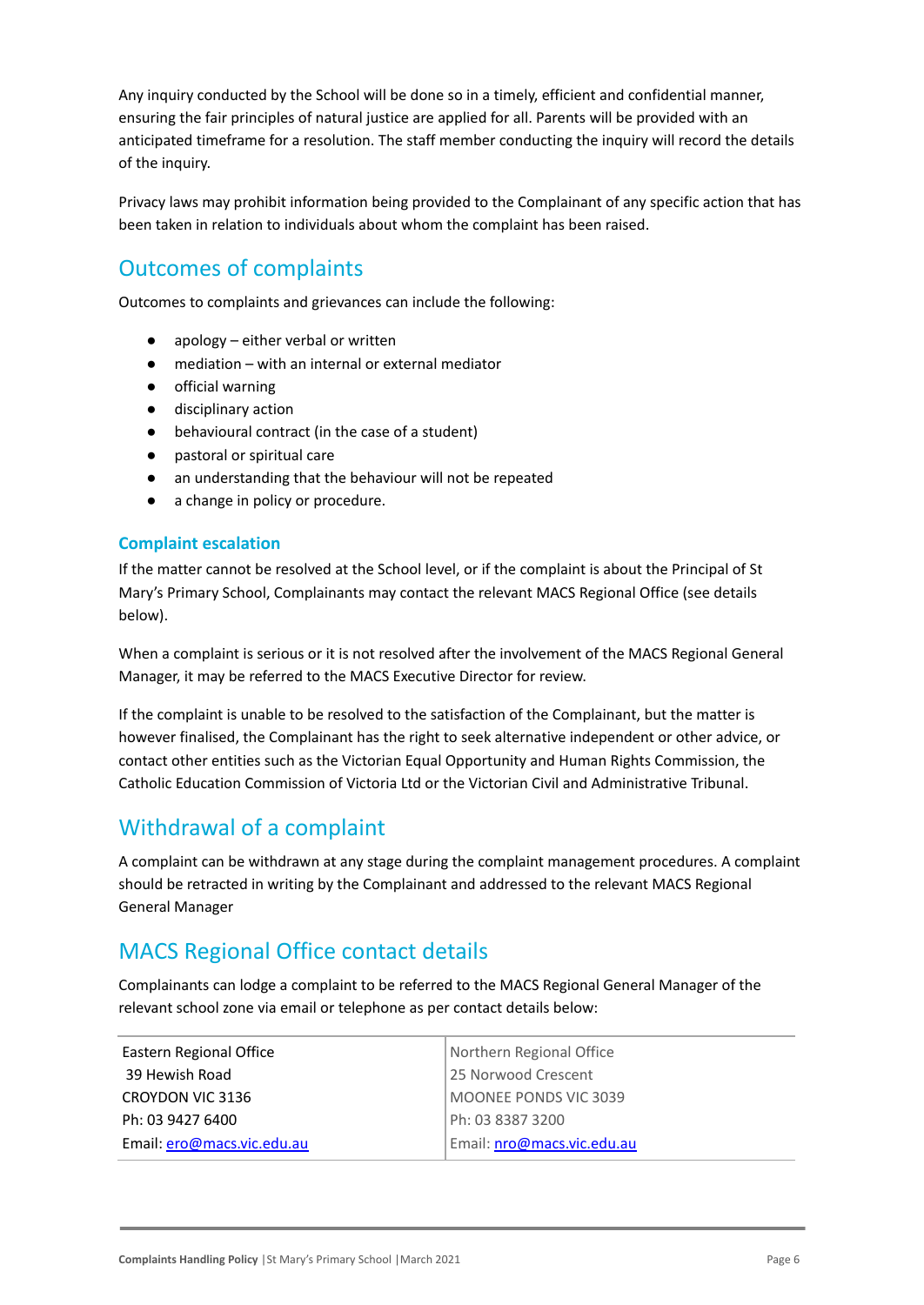Any inquiry conducted by the School will be done so in a timely, efficient and confidential manner, ensuring the fair principles of natural justice are applied for all. Parents will be provided with an anticipated timeframe for a resolution. The staff member conducting the inquiry will record the details of the inquiry.

Privacy laws may prohibit information being provided to the Complainant of any specific action that has been taken in relation to individuals about whom the complaint has been raised.

## Outcomes of complaints

Outcomes to complaints and grievances can include the following:

- apology – either verbal or written
- mediation – with an internal or external mediator
- official warning
- disciplinary action
- behavioural contract (in the case of a student)
- pastoral or spiritual care
- an understanding that the behaviour will not be repeated
- a change in policy or procedure.

### Complaint escalation

If the matter cannot be resolved at the School level, or if the complaint is about the Principal of St Mary's Primary School, Complainants may contact the relevant MACS Regional Office (see details below).

When a complaint is serious or it is not resolved after the involvement of the MACS Regional General Manager, it may be referred to the MACS Executive Director for review.

If the complaint is unable to be resolved to the satisfaction of the Complainant, but the matter is however finalised, the Complainant has the right to seek alternative independent or other advice, or contact other entities such as the Victorian Equal Opportunity and Human Rights Commission, the Catholic Education Commission of Victoria Ltd or the Victorian Civil and Administrative Tribunal.

## Withdrawal of a complaint

A complaint can be withdrawn at any stage during the complaint management procedures. A complaint should be retracted in writing by the Complainant and addressed to the relevant MACS Regional General Manager

## MACS Regional Office contact details

Complainants can lodge a complaint to be referred to the MACS Regional General Manager of the relevant school zone via email or telephone as per contact details below:

| | |
|---|---|
| Eastern Regional Office<br>39 Hewish Road<br>CROYDON VIC 3136<br>Ph: 03 9427 6400<br>Email: ero@macs.vic.edu.au | Northern Regional Office<br>25 Norwood Crescent<br>MOONEE PONDS VIC 3039<br>Ph: 03 8387 3200<br>Email: nro@macs.vic.edu.au |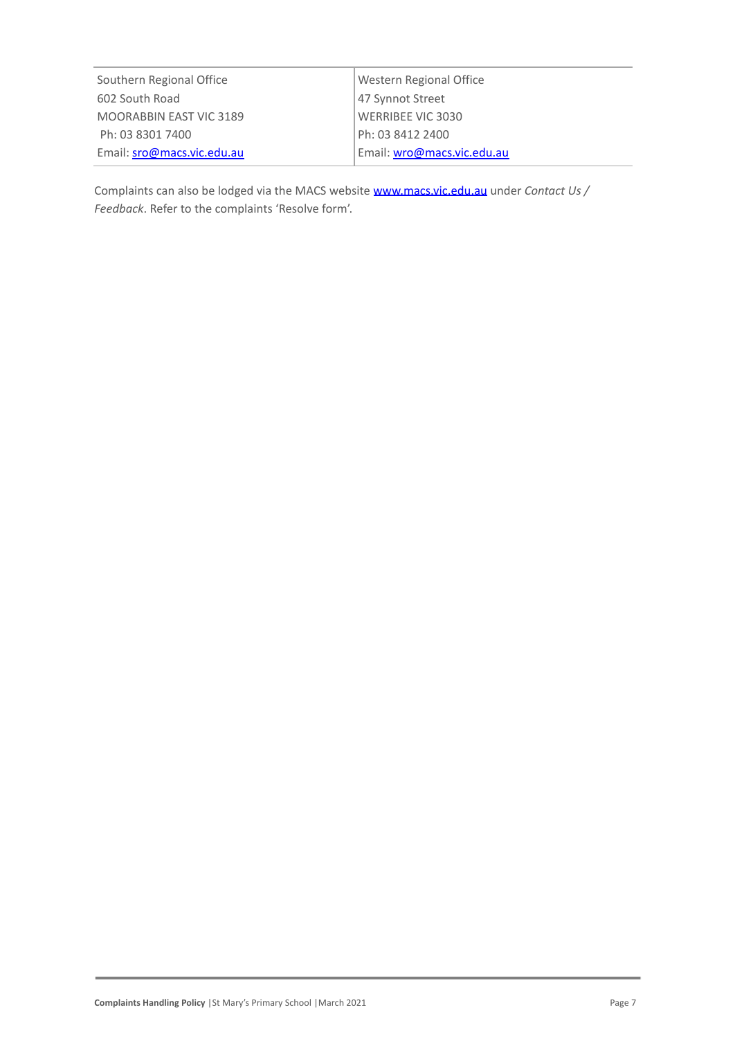| | |
|---|---|
| Southern Regional Office<br>602 South Road<br>MOORABBIN EAST VIC 3189<br>Ph: 03 8301 7400<br>Email: sro@macs.vic.edu.au | Western Regional Office<br>47 Synnot Street<br>WERRIBEE VIC 3030<br>Ph: 03 8412 2400<br>Email: wro@macs.vic.edu.au |

Complaints can also be lodged via the MACS website www.macs.vic.edu.au under *Contact Us / Feedback*. Refer to the complaints 'Resolve form'.